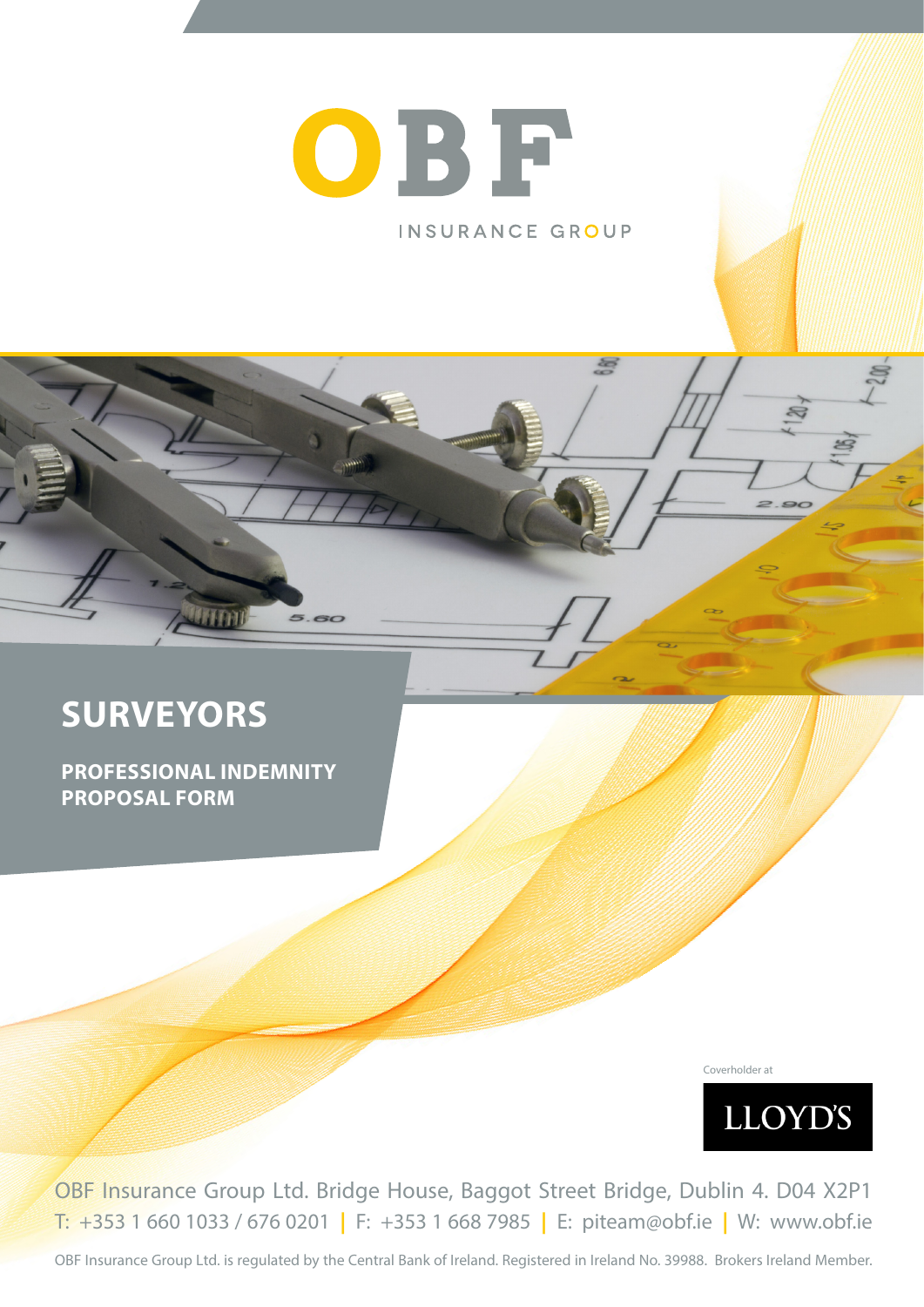OBF

INSURANCE GROUP

# SURVEYORS

## PROFESSIONAL INDEMNITY PROPOSAL FORM

Coverholder at

LLOYD'S

OBF Insurance Group Ltd. Bridge House, Baggot Street Bridge, Dublin 4. D04 X2P1

T: +353 1 660 1033 / 676 0201 | F: +353 1 668 7985 | E: piteam@obf.ie | W: www.obf.ie

OBF Insurance Group Ltd. is regulated by the Central Bank of Ireland. Registered in Ireland No. 39988. Brokers Ireland Member.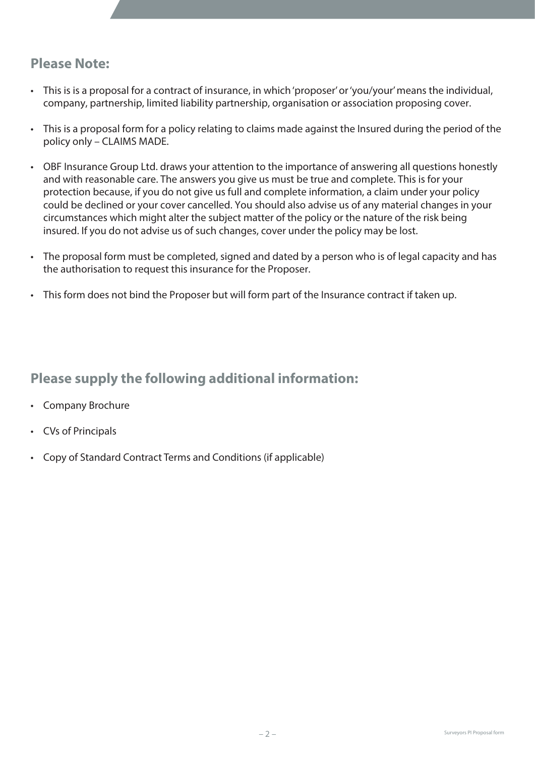## Please Note:

- This is is a proposal for a contract of insurance, in which 'proposer' or 'you/your' means the individual, company, partnership, limited liability partnership, organisation or association proposing cover.
- This is a proposal form for a policy relating to claims made against the Insured during the period of the policy only – CLAIMS MADE.
- OBF Insurance Group Ltd. draws your attention to the importance of answering all questions honestly and with reasonable care. The answers you give us must be true and complete. This is for your protection because, if you do not give us full and complete information, a claim under your policy could be declined or your cover cancelled. You should also advise us of any material changes in your circumstances which might alter the subject matter of the policy or the nature of the risk being insured. If you do not advise us of such changes, cover under the policy may be lost.
- The proposal form must be completed, signed and dated by a person who is of legal capacity and has the authorisation to request this insurance for the Proposer.
- This form does not bind the Proposer but will form part of the Insurance contract if taken up.

## Please supply the following additional information:

- Company Brochure
- CVs of Principals
- Copy of Standard Contract Terms and Conditions (if applicable)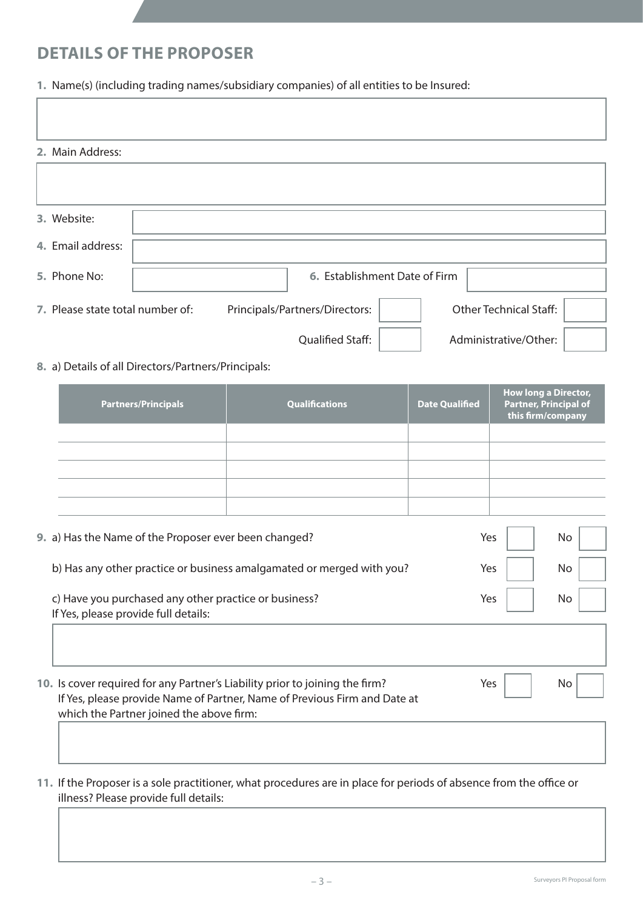## DETAILS OF THE PROPOSER

**1.** Name(s) (including trading names/subsidiary companies) of all entities to be Insured:

**2.** Main Address:

**3.** Website:

**4.** Email address:

**5.** Phone No:

**6.** Establishment Date of Firm

**7.** Please state total number of:

Principals/Partners/Directors:

Other Technical Staff:

Qualified Staff:

Administrative/Other:

**8.** a) Details of all Directors/Partners/Principals:

| Partners/Principals | Qualifications | Date Qualified | How long a Director, Partner, Principal of this firm/company |
|---|---|---|---|
| | | | |
| | | | |
| | | | |
| | | | |
| | | | |

**9.** a) Has the Name of the Proposer ever been changed? Yes ☐ No ☐

b) Has any other practice or business amalgamated or merged with you? Yes ☐ No ☐

c) Have you purchased any other practice or business? Yes ☐ No ☐
If Yes, please provide full details:

**10.** Is cover required for any Partner's Liability prior to joining the firm? Yes ☐ No ☐
If Yes, please provide Name of Partner, Name of Previous Firm and Date at which the Partner joined the above firm:

**11.** If the Proposer is a sole practitioner, what procedures are in place for periods of absence from the office or illness? Please provide full details: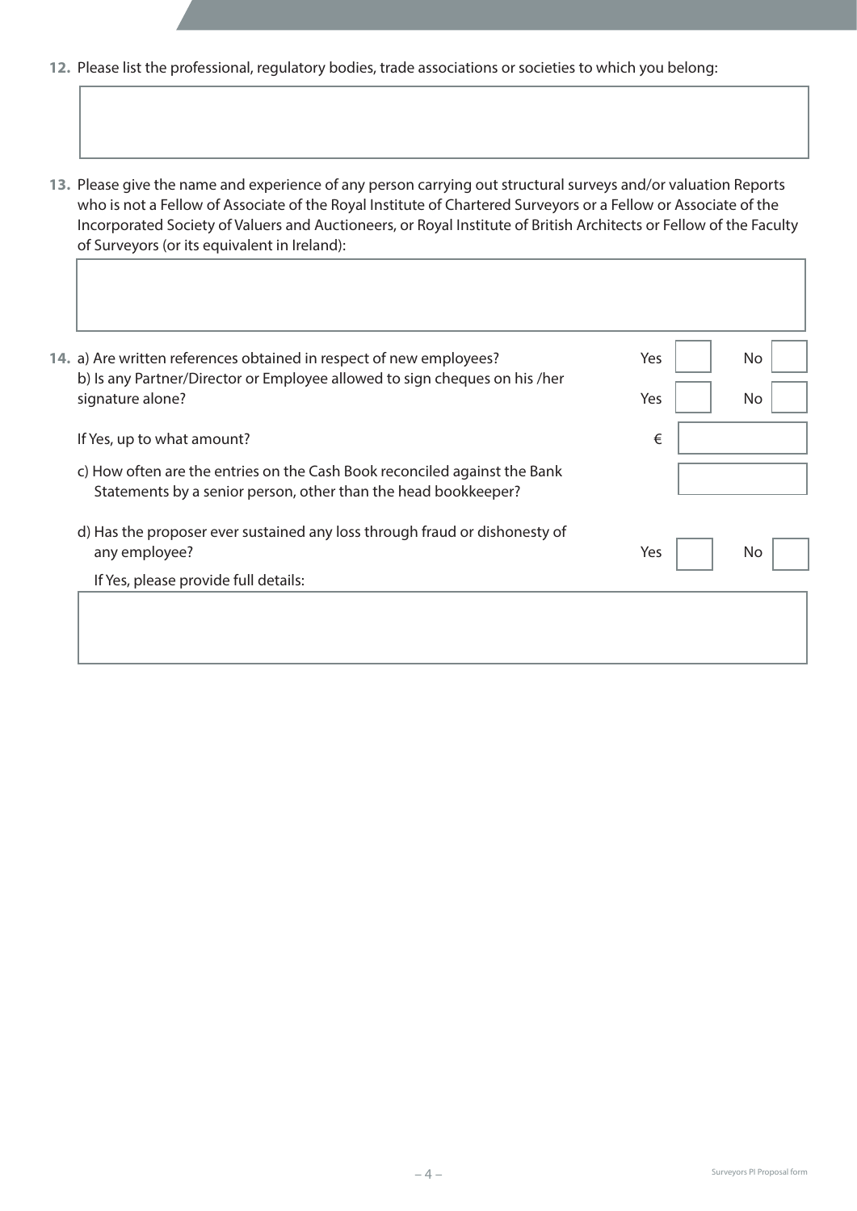**12.** Please list the professional, regulatory bodies, trade associations or societies to which you belong:

| |
|---|
| |

**13.** Please give the name and experience of any person carrying out structural surveys and/or valuation Reports who is not a Fellow of Associate of the Royal Institute of Chartered Surveyors or a Fellow or Associate of the Incorporated Society of Valuers and Auctioneers, or Royal Institute of British Architects or Fellow of the Faculty of Surveyors (or its equivalent in Ireland):

| |
|---|
| |

**14.** a) Are written references obtained in respect of new employees? Yes ☐ No ☐

b) Is any Partner/Director or Employee allowed to sign cheques on his /her signature alone? Yes ☐ No ☐

If Yes, up to what amount? € ________

c) How often are the entries on the Cash Book reconciled against the Bank Statements by a senior person, other than the head bookkeeper? ________

d) Has the proposer ever sustained any loss through fraud or dishonesty of any employee? Yes ☐ No ☐

If Yes, please provide full details:

| |
|---|
| |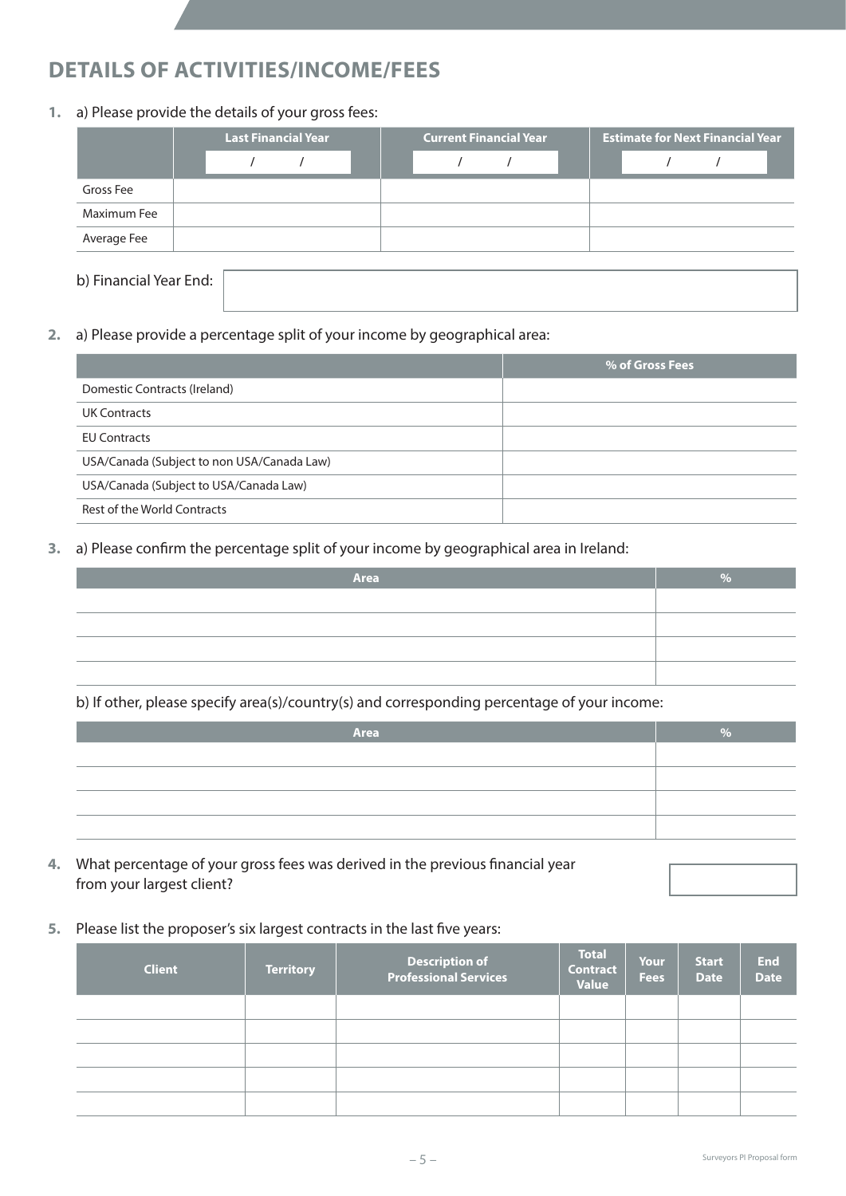## DETAILS OF ACTIVITIES/INCOME/FEES

**1.** a) Please provide the details of your gross fees:

| | Last Financial Year | Current Financial Year | Estimate for Next Financial Year |
|---|---|---|---|
| | / / | / / | / / |
| Gross Fee | | | |
| Maximum Fee | | | |
| Average Fee | | | |

b) Financial Year End:

**2.** a) Please provide a percentage split of your income by geographical area:

| | % of Gross Fees |
|---|---|
| Domestic Contracts (Ireland) | |
| UK Contracts | |
| EU Contracts | |
| USA/Canada (Subject to non USA/Canada Law) | |
| USA/Canada (Subject to USA/Canada Law) | |
| Rest of the World Contracts | |

**3.** a) Please confirm the percentage split of your income by geographical area in Ireland:

| Area | % |
|---|---|
| | |
| | |
| | |
| | |

b) If other, please specify area(s)/country(s) and corresponding percentage of your income:

| Area | % |
|---|---|
| | |
| | |
| | |
| | |

**4.** What percentage of your gross fees was derived in the previous financial year from your largest client?

**5.** Please list the proposer's six largest contracts in the last five years:

| Client | Territory | Description of Professional Services | Total Contract Value | Your Fees | Start Date | End Date |
|---|---|---|---|---|---|---|
| | | | | | | |
| | | | | | | |
| | | | | | | |
| | | | | | | |
| | | | | | | |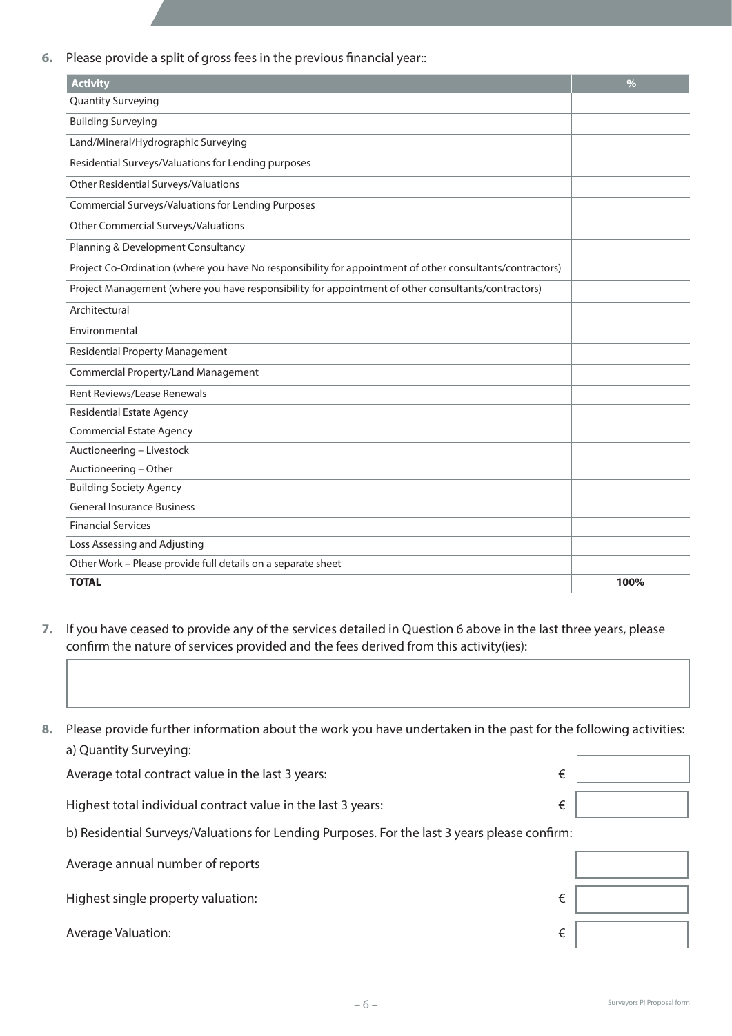6. Please provide a split of gross fees in the previous financial year::

| Activity | % |
|---|---|
| Quantity Surveying | |
| Building Surveying | |
| Land/Mineral/Hydrographic Surveying | |
| Residential Surveys/Valuations for Lending purposes | |
| Other Residential Surveys/Valuations | |
| Commercial Surveys/Valuations for Lending Purposes | |
| Other Commercial Surveys/Valuations | |
| Planning & Development Consultancy | |
| Project Co-Ordination (where you have No responsibility for appointment of other consultants/contractors) | |
| Project Management (where you have responsibility for appointment of other consultants/contractors) | |
| Architectural | |
| Environmental | |
| Residential Property Management | |
| Commercial Property/Land Management | |
| Rent Reviews/Lease Renewals | |
| Residential Estate Agency | |
| Commercial Estate Agency | |
| Auctioneering – Livestock | |
| Auctioneering – Other | |
| Building Society Agency | |
| General Insurance Business | |
| Financial Services | |
| Loss Assessing and Adjusting | |
| Other Work – Please provide full details on a separate sheet | |
| **TOTAL** | **100%** |

7. If you have ceased to provide any of the services detailed in Question 6 above in the last three years, please confirm the nature of services provided and the fees derived from this activity(ies):

| |
|---|
| |

8. Please provide further information about the work you have undertaken in the past for the following activities:

a) Quantity Surveying:

| | | |
|---|---|---|
| Average total contract value in the last 3 years: | € | |
| Highest total individual contract value in the last 3 years: | € | |

b) Residential Surveys/Valuations for Lending Purposes. For the last 3 years please confirm:

| | | |
|---|---|---|
| Average annual number of reports | | |
| Highest single property valuation: | € | |
| Average Valuation: | € | |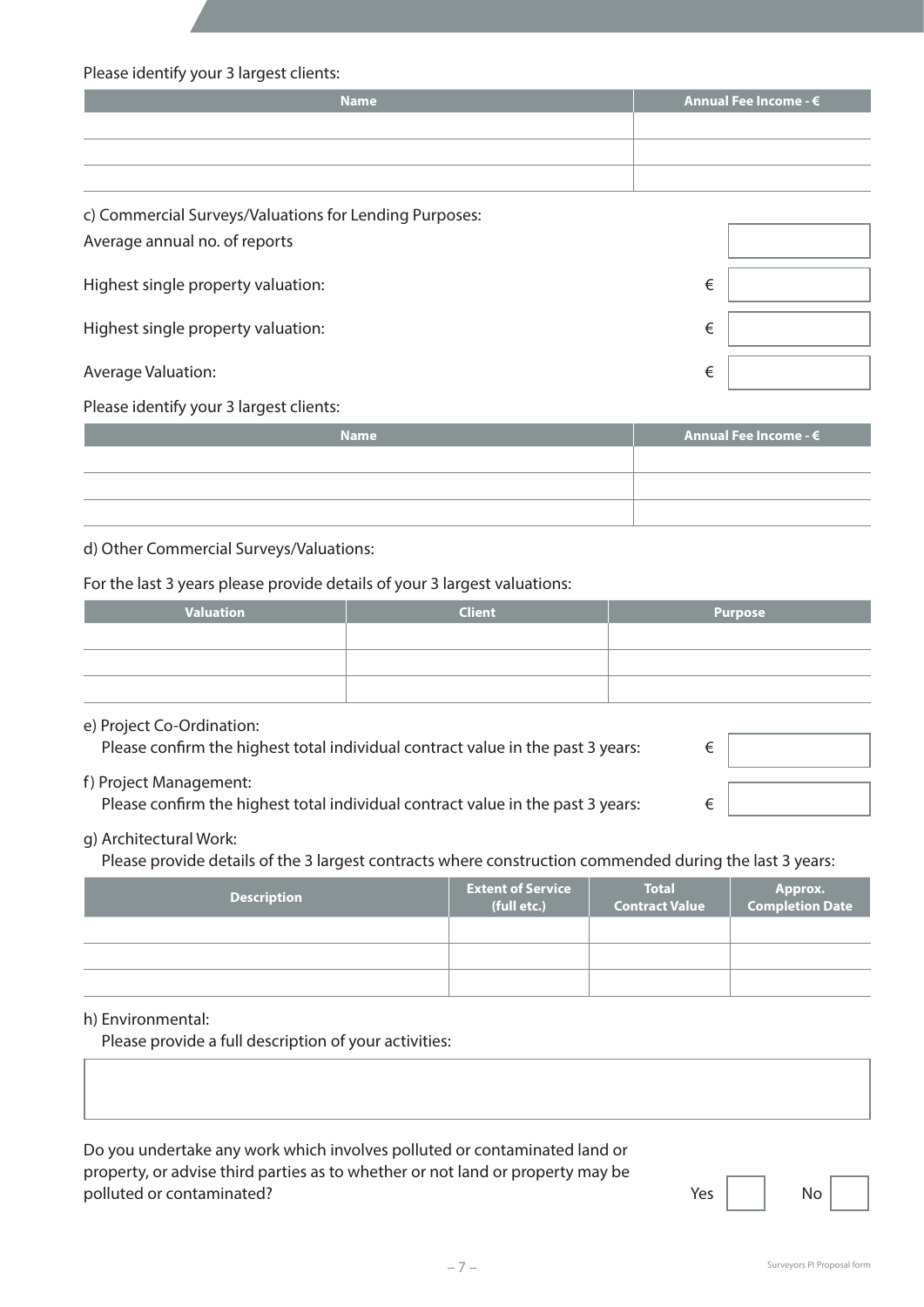Please identify your 3 largest clients:

| Name | Annual Fee Income - € |
|---|---|
| | |
| | |
| | |

c) Commercial Surveys/Valuations for Lending Purposes:

Average annual no. of reports

Highest single property valuation: €

Highest single property valuation: €

Average Valuation: €

Please identify your 3 largest clients:

| Name | Annual Fee Income - € |
|---|---|
| | |
| | |
| | |

d) Other Commercial Surveys/Valuations:

For the last 3 years please provide details of your 3 largest valuations:

| Valuation | Client | Purpose |
|---|---|---|
| | | |
| | | |
| | | |

e) Project Co-Ordination:
Please confirm the highest total individual contract value in the past 3 years: €

f) Project Management:
Please confirm the highest total individual contract value in the past 3 years: €

g) Architectural Work:
Please provide details of the 3 largest contracts where construction commended during the last 3 years:

| Description | Extent of Service (full etc.) | Total Contract Value | Approx. Completion Date |
|---|---|---|---|
| | | | |
| | | | |
| | | | |

h) Environmental:
Please provide a full description of your activities:

Do you undertake any work which involves polluted or contaminated land or property, or advise third parties as to whether or not land or property may be polluted or contaminated? Yes ☐ No ☐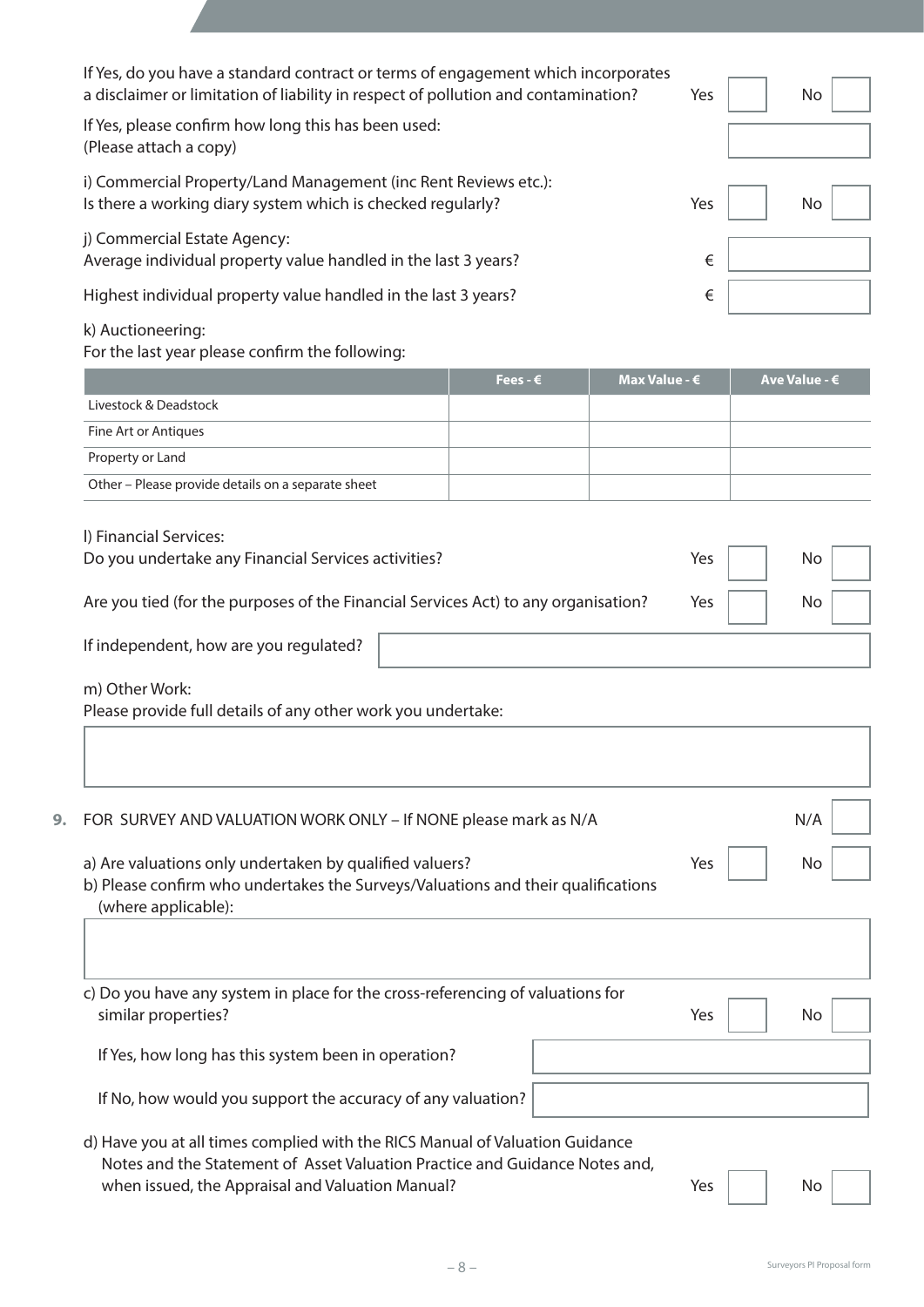If Yes, do you have a standard contract or terms of engagement which incorporates a disclaimer or limitation of liability in respect of pollution and contamination? Yes ☐ No ☐

If Yes, please confirm how long this has been used:
(Please attach a copy)

i) Commercial Property/Land Management (inc Rent Reviews etc.):
Is there a working diary system which is checked regularly? Yes ☐ No ☐

j) Commercial Estate Agency:
Average individual property value handled in the last 3 years? €

Highest individual property value handled in the last 3 years? €

k) Auctioneering:
For the last year please confirm the following:

| | Fees - € | Max Value - € | Ave Value - € |
|---|---|---|---|
| Livestock & Deadstock | | | |
| Fine Art or Antiques | | | |
| Property or Land | | | |
| Other – Please provide details on a separate sheet | | | |

l) Financial Services:
Do you undertake any Financial Services activities? Yes ☐ No ☐

Are you tied (for the purposes of the Financial Services Act) to any organisation? Yes ☐ No ☐

If independent, how are you regulated?

m) Other Work:
Please provide full details of any other work you undertake:

**9.** FOR SURVEY AND VALUATION WORK ONLY – If NONE please mark as N/A N/A ☐

a) Are valuations only undertaken by qualified valuers? Yes ☐ No ☐

b) Please confirm who undertakes the Surveys/Valuations and their qualifications (where applicable):

c) Do you have any system in place for the cross-referencing of valuations for similar properties? Yes ☐ No ☐

If Yes, how long has this system been in operation?

If No, how would you support the accuracy of any valuation?

d) Have you at all times complied with the RICS Manual of Valuation Guidance Notes and the Statement of Asset Valuation Practice and Guidance Notes and, when issued, the Appraisal and Valuation Manual? Yes ☐ No ☐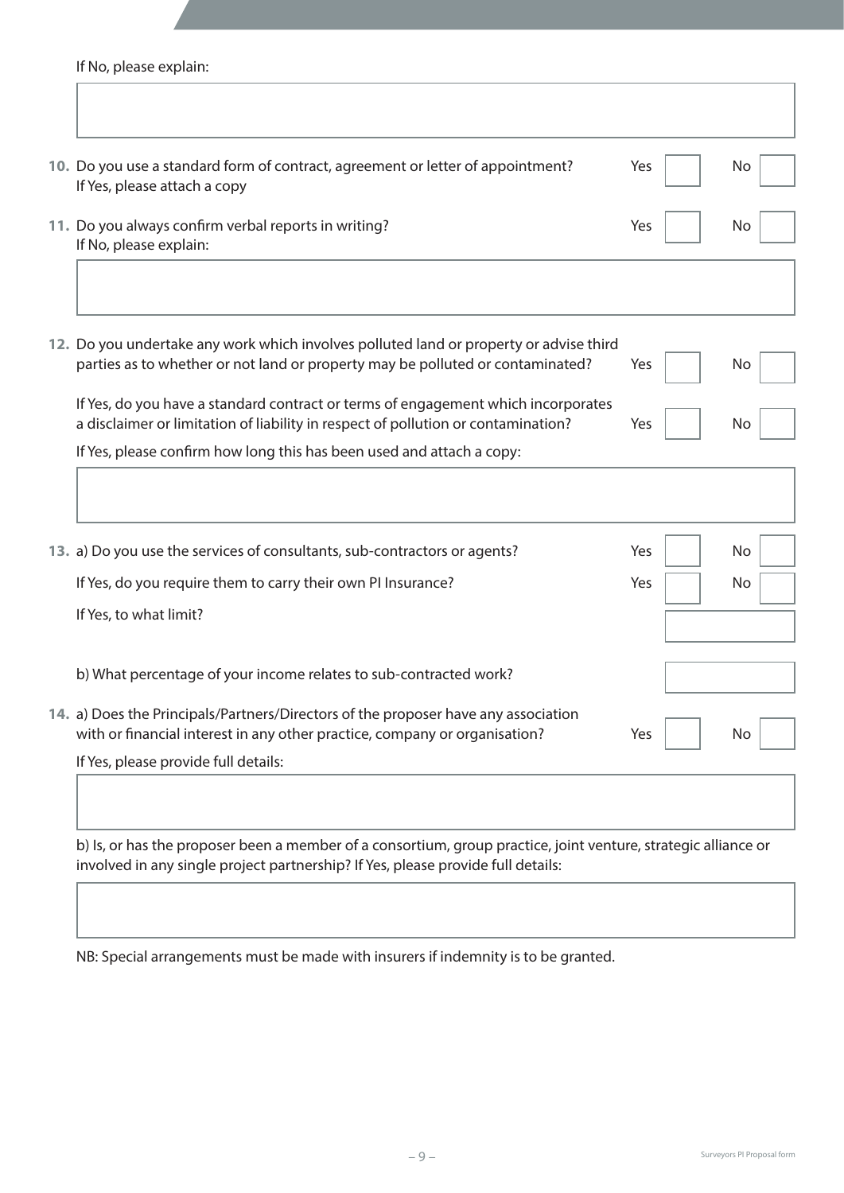If No, please explain:

&nbsp;

**10.** Do you use a standard form of contract, agreement or letter of appointment? Yes ☐ No ☐
If Yes, please attach a copy

**11.** Do you always confirm verbal reports in writing? Yes ☐ No ☐
If No, please explain:

&nbsp;

**12.** Do you undertake any work which involves polluted land or property or advise third parties as to whether or not land or property may be polluted or contaminated? Yes ☐ No ☐

If Yes, do you have a standard contract or terms of engagement which incorporates a disclaimer or limitation of liability in respect of pollution or contamination? Yes ☐ No ☐

If Yes, please confirm how long this has been used and attach a copy:

&nbsp;

**13.** a) Do you use the services of consultants, sub-contractors or agents? Yes ☐ No ☐

If Yes, do you require them to carry their own PI Insurance? Yes ☐ No ☐

If Yes, to what limit?

b) What percentage of your income relates to sub-contracted work?

**14.** a) Does the Principals/Partners/Directors of the proposer have any association with or financial interest in any other practice, company or organisation? Yes ☐ No ☐

If Yes, please provide full details:

&nbsp;

b) Is, or has the proposer been a member of a consortium, group practice, joint venture, strategic alliance or involved in any single project partnership? If Yes, please provide full details:

&nbsp;

NB: Special arrangements must be made with insurers if indemnity is to be granted.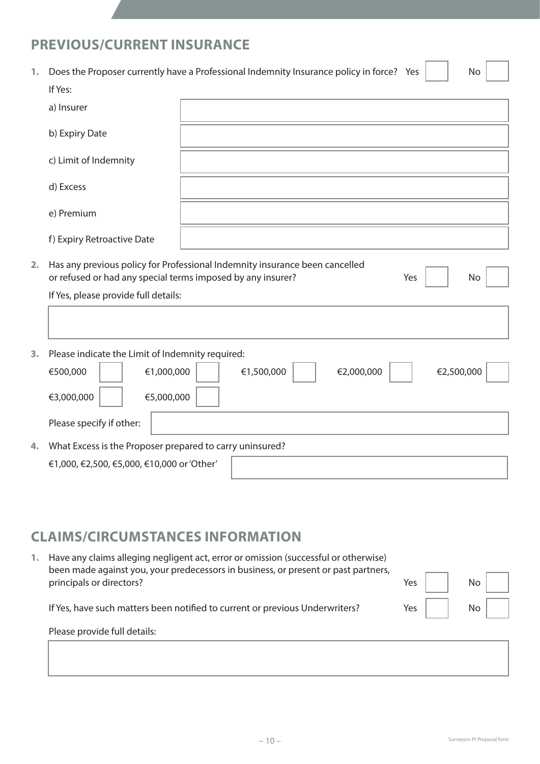## PREVIOUS/CURRENT INSURANCE

1. Does the Proposer currently have a Professional Indemnity Insurance policy in force? Yes ☐ No ☐

   If Yes:

| | |
|---|---|
| a) Insurer | |
| b) Expiry Date | |
| c) Limit of Indemnity | |
| d) Excess | |
| e) Premium | |
| f) Expiry Retroactive Date | |

2. Has any previous policy for Professional Indemnity insurance been cancelled or refused or had any special terms imposed by any insurer? Yes ☐ No ☐

   If Yes, please provide full details:

3. Please indicate the Limit of Indemnity required:

   €500,000 ☐ €1,000,000 ☐ €1,500,000 ☐ €2,000,000 ☐ €2,500,000 ☐

   €3,000,000 ☐ €5,000,000 ☐

   Please specify if other:

4. What Excess is the Proposer prepared to carry uninsured?

   €1,000, €2,500, €5,000, €10,000 or 'Other'

## CLAIMS/CIRCUMSTANCES INFORMATION

1. Have any claims alleging negligent act, error or omission (successful or otherwise) been made against you, your predecessors in business, or present or past partners, principals or directors? Yes ☐ No ☐

   If Yes, have such matters been notified to current or previous Underwriters? Yes ☐ No ☐

   Please provide full details: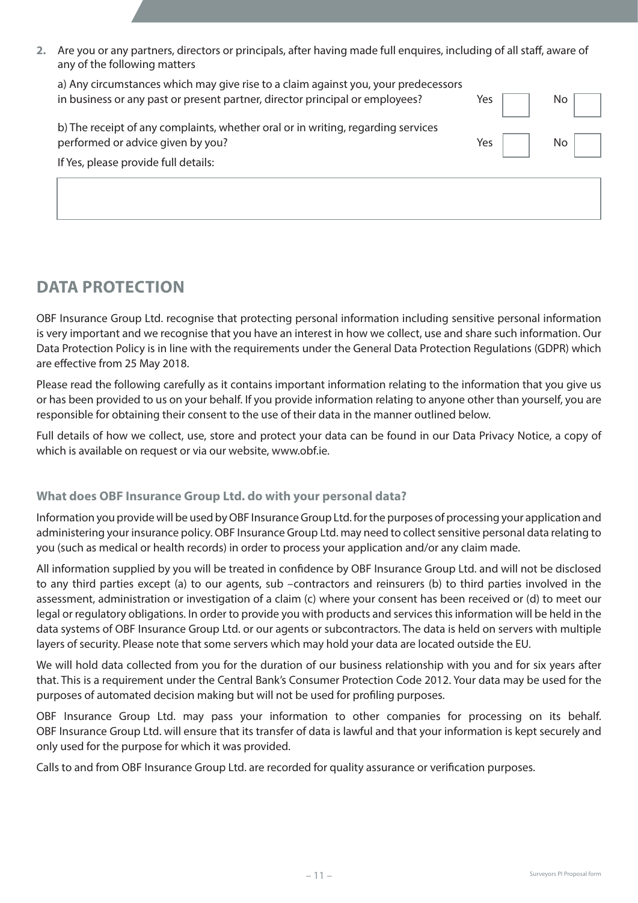**2.** Are you or any partners, directors or principals, after having made full enquires, including of all staff, aware of any of the following matters

a) Any circumstances which may give rise to a claim against you, your predecessors in business or any past or present partner, director principal or employees? Yes ☐ No ☐

b) The receipt of any complaints, whether oral or in writing, regarding services performed or advice given by you? Yes ☐ No ☐

If Yes, please provide full details:

| |
|---|
| |

## DATA PROTECTION

OBF Insurance Group Ltd. recognise that protecting personal information including sensitive personal information is very important and we recognise that you have an interest in how we collect, use and share such information. Our Data Protection Policy is in line with the requirements under the General Data Protection Regulations (GDPR) which are effective from 25 May 2018.

Please read the following carefully as it contains important information relating to the information that you give us or has been provided to us on your behalf. If you provide information relating to anyone other than yourself, you are responsible for obtaining their consent to the use of their data in the manner outlined below.

Full details of how we collect, use, store and protect your data can be found in our Data Privacy Notice, a copy of which is available on request or via our website, www.obf.ie.

### What does OBF Insurance Group Ltd. do with your personal data?

Information you provide will be used by OBF Insurance Group Ltd. for the purposes of processing your application and administering your insurance policy. OBF Insurance Group Ltd. may need to collect sensitive personal data relating to you (such as medical or health records) in order to process your application and/or any claim made.

All information supplied by you will be treated in confidence by OBF Insurance Group Ltd. and will not be disclosed to any third parties except (a) to our agents, sub –contractors and reinsurers (b) to third parties involved in the assessment, administration or investigation of a claim (c) where your consent has been received or (d) to meet our legal or regulatory obligations. In order to provide you with products and services this information will be held in the data systems of OBF Insurance Group Ltd. or our agents or subcontractors. The data is held on servers with multiple layers of security. Please note that some servers which may hold your data are located outside the EU.

We will hold data collected from you for the duration of our business relationship with you and for six years after that. This is a requirement under the Central Bank's Consumer Protection Code 2012. Your data may be used for the purposes of automated decision making but will not be used for profiling purposes.

OBF Insurance Group Ltd. may pass your information to other companies for processing on its behalf. OBF Insurance Group Ltd. will ensure that its transfer of data is lawful and that your information is kept securely and only used for the purpose for which it was provided.

Calls to and from OBF Insurance Group Ltd. are recorded for quality assurance or verification purposes.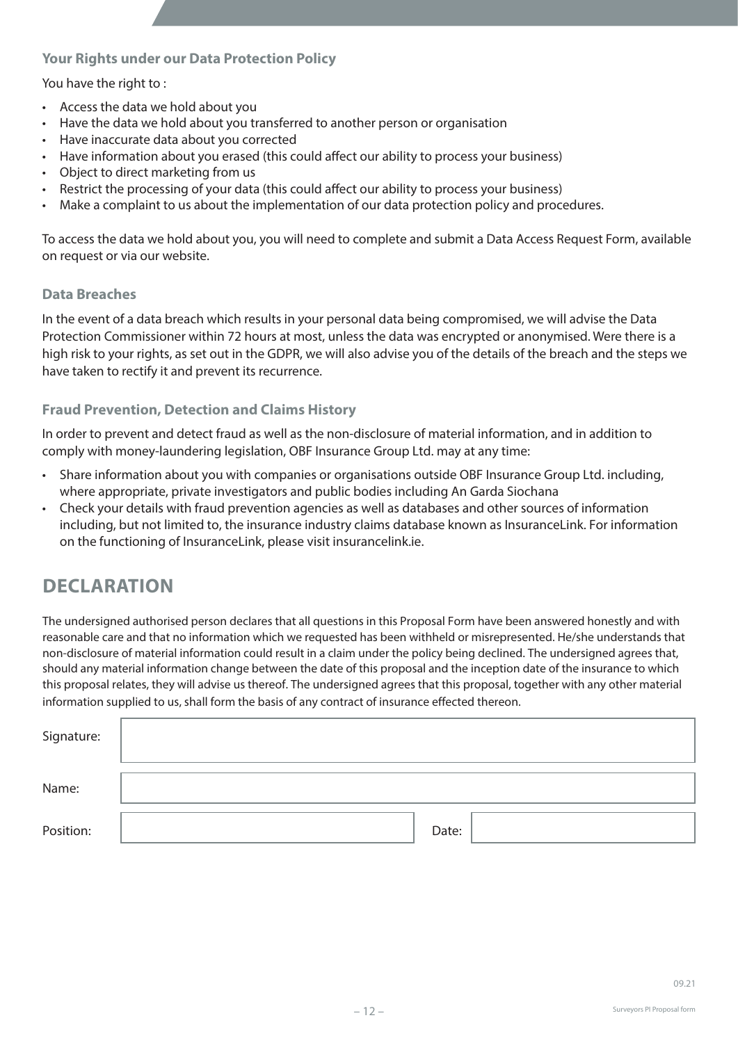### Your Rights under our Data Protection Policy

You have the right to :

- Access the data we hold about you
- Have the data we hold about you transferred to another person or organisation
- Have inaccurate data about you corrected
- Have information about you erased (this could affect our ability to process your business)
- Object to direct marketing from us
- Restrict the processing of your data (this could affect our ability to process your business)
- Make a complaint to us about the implementation of our data protection policy and procedures.

To access the data we hold about you, you will need to complete and submit a Data Access Request Form, available on request or via our website.

### Data Breaches

In the event of a data breach which results in your personal data being compromised, we will advise the Data Protection Commissioner within 72 hours at most, unless the data was encrypted or anonymised. Were there is a high risk to your rights, as set out in the GDPR, we will also advise you of the details of the breach and the steps we have taken to rectify it and prevent its recurrence.

### Fraud Prevention, Detection and Claims History

In order to prevent and detect fraud as well as the non-disclosure of material information, and in addition to comply with money-laundering legislation, OBF Insurance Group Ltd. may at any time:

- Share information about you with companies or organisations outside OBF Insurance Group Ltd. including, where appropriate, private investigators and public bodies including An Garda Siochana
- Check your details with fraud prevention agencies as well as databases and other sources of information including, but not limited to, the insurance industry claims database known as InsuranceLink. For information on the functioning of InsuranceLink, please visit insurancelink.ie.

## DECLARATION

The undersigned authorised person declares that all questions in this Proposal Form have been answered honestly and with reasonable care and that no information which we requested has been withheld or misrepresented. He/she understands that non-disclosure of material information could result in a claim under the policy being declined. The undersigned agrees that, should any material information change between the date of this proposal and the inception date of the insurance to which this proposal relates, they will advise us thereof. The undersigned agrees that this proposal, together with any other material information supplied to us, shall form the basis of any contract of insurance effected thereon.

Signature:

Name:

Position: Date:

09.21